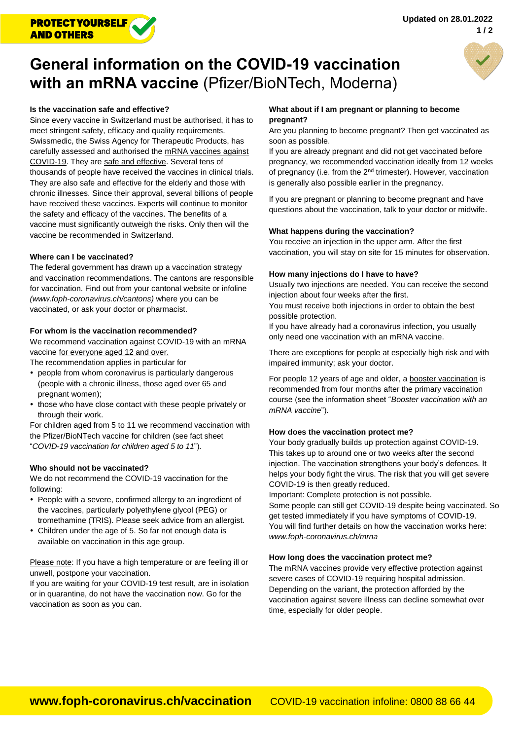PROTECT YOURSELF AND OTHERS

Updated on 28.01.2022

# General information on the COVID-19 vaccination with an mRNA vaccine (Pfizer/BioNTech, Moderna)

**Is the vaccination safe and effective?**

Since every vaccine in Switzerland must be authorised, it has to meet stringent safety, efficacy and quality requirements. Swissmedic, the Swiss Agency for Therapeutic Products, has carefully assessed and authorised the mRNA vaccines against COVID-19. They are safe and effective. Several tens of thousands of people have received the vaccines in clinical trials. They are also safe and effective for the elderly and those with chronic illnesses. Since their approval, several billions of people have received these vaccines. Experts will continue to monitor the safety and efficacy of the vaccines. The benefits of a vaccine must significantly outweigh the risks. Only then will the vaccine be recommended in Switzerland.

**Where can I be vaccinated?**

The federal government has drawn up a vaccination strategy and vaccination recommendations. The cantons are responsible for vaccination. Find out from your cantonal website or infoline *(www.foph-coronavirus.ch/cantons)* where you can be vaccinated, or ask your doctor or pharmacist.

**For whom is the vaccination recommended?**

We recommend vaccination against COVID-19 with an mRNA vaccine for everyone aged 12 and over.

The recommendation applies in particular for

- people from whom coronavirus is particularly dangerous (people with a chronic illness, those aged over 65 and pregnant women);
- those who have close contact with these people privately or through their work.

For children aged from 5 to 11 we recommend vaccination with the Pfizer/BioNTech vaccine for children (see fact sheet "*COVID-19 vaccination for children aged 5 to 11*").

**Who should not be vaccinated?**

We do not recommend the COVID-19 vaccination for the following:

- People with a severe, confirmed allergy to an ingredient of the vaccines, particularly polyethylene glycol (PEG) or tromethamine (TRIS). Please seek advice from an allergist.
- Children under the age of 5. So far not enough data is available on vaccination in this age group.

Please note: If you have a high temperature or are feeling ill or unwell, postpone your vaccination.

If you are waiting for your COVID-19 test result, are in isolation or in quarantine, do not have the vaccination now. Go for the vaccination as soon as you can.

**What about if I am pregnant or planning to become pregnant?**

Are you planning to become pregnant? Then get vaccinated as soon as possible.

If you are already pregnant and did not get vaccinated before pregnancy, we recommended vaccination ideally from 12 weeks of pregnancy (i.e. from the 2nd trimester). However, vaccination is generally also possible earlier in the pregnancy.

If you are pregnant or planning to become pregnant and have questions about the vaccination, talk to your doctor or midwife.

**What happens during the vaccination?**

You receive an injection in the upper arm. After the first vaccination, you will stay on site for 15 minutes for observation.

**How many injections do I have to have?**

Usually two injections are needed. You can receive the second injection about four weeks after the first.

You must receive both injections in order to obtain the best possible protection.

If you have already had a coronavirus infection, you usually only need one vaccination with an mRNA vaccine.

There are exceptions for people at especially high risk and with impaired immunity; ask your doctor.

For people 12 years of age and older, a booster vaccination is recommended from four months after the primary vaccination course (see the information sheet "*Booster vaccination with an mRNA vaccine*").

**How does the vaccination protect me?**

Your body gradually builds up protection against COVID-19. This takes up to around one or two weeks after the second injection. The vaccination strengthens your body's defences. It helps your body fight the virus. The risk that you will get severe COVID-19 is then greatly reduced.

Important: Complete protection is not possible.

Some people can still get COVID-19 despite being vaccinated. So get tested immediately if you have symptoms of COVID-19.

You will find further details on how the vaccination works here: *www.foph-coronavirus.ch/mrna*

**How long does the vaccination protect me?**

The mRNA vaccines provide very effective protection against severe cases of COVID-19 requiring hospital admission. Depending on the variant, the protection afforded by the vaccination against severe illness can decline somewhat over time, especially for older people.

**www.foph-coronavirus.ch/vaccination** COVID-19 vaccination infoline: 0800 88 66 44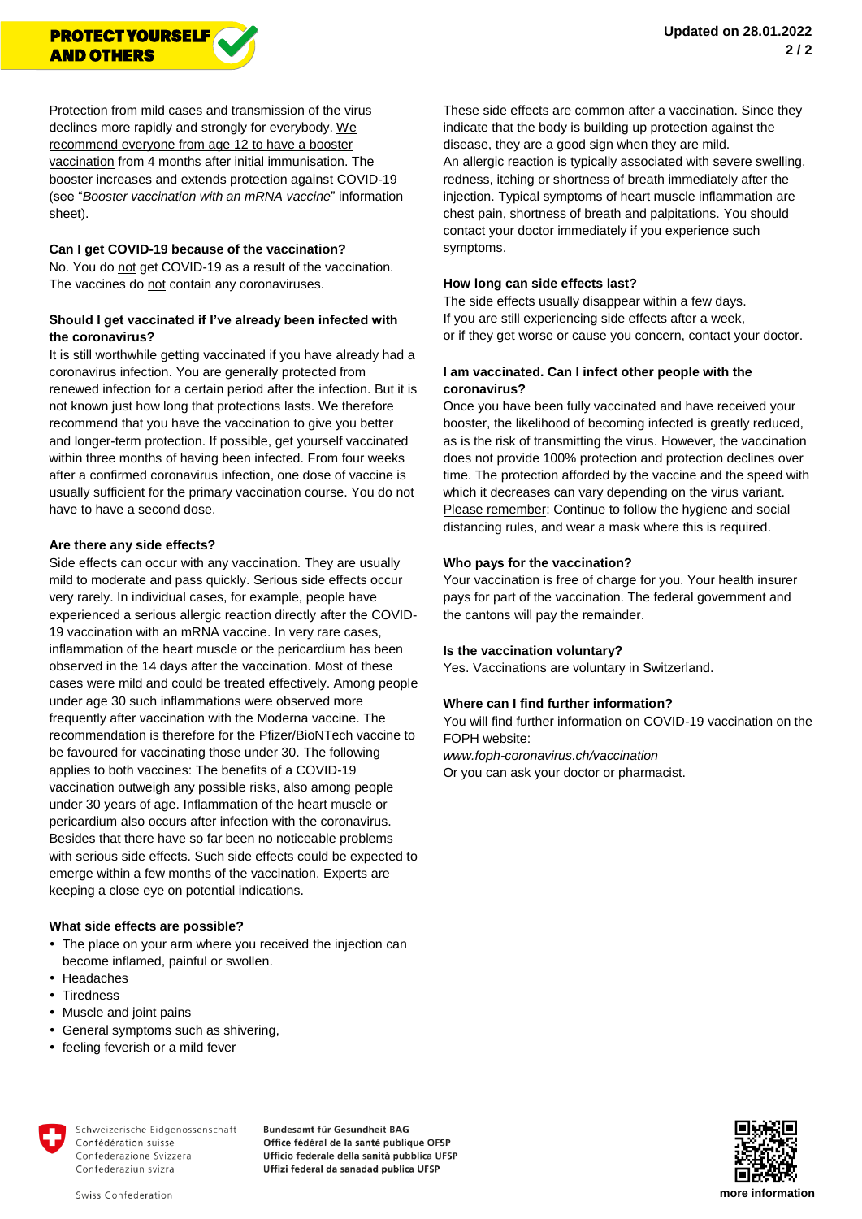Protection from mild cases and transmission of the virus declines more rapidly and strongly for everybody. We recommend everyone from age 12 to have a booster vaccination from 4 months after initial immunisation. The booster increases and extends protection against COVID-19 (see "*Booster vaccination with an mRNA vaccine*" information sheet).

### Can I get COVID-19 because of the vaccination?

No. You do not get COVID-19 as a result of the vaccination. The vaccines do not contain any coronaviruses.

### Should I get vaccinated if I've already been infected with the coronavirus?

It is still worthwhile getting vaccinated if you have already had a coronavirus infection. You are generally protected from renewed infection for a certain period after the infection. But it is not known just how long that protections lasts. We therefore recommend that you have the vaccination to give you better and longer-term protection. If possible, get yourself vaccinated within three months of having been infected. From four weeks after a confirmed coronavirus infection, one dose of vaccine is usually sufficient for the primary vaccination course. You do not have to have a second dose.

### Are there any side effects?

Side effects can occur with any vaccination. They are usually mild to moderate and pass quickly. Serious side effects occur very rarely. In individual cases, for example, people have experienced a serious allergic reaction directly after the COVID-19 vaccination with an mRNA vaccine. In very rare cases, inflammation of the heart muscle or the pericardium has been observed in the 14 days after the vaccination. Most of these cases were mild and could be treated effectively. Among people under age 30 such inflammations were observed more frequently after vaccination with the Moderna vaccine. The recommendation is therefore for the Pfizer/BioNTech vaccine to be favoured for vaccinating those under 30. The following applies to both vaccines: The benefits of a COVID-19 vaccination outweigh any possible risks, also among people under 30 years of age. Inflammation of the heart muscle or pericardium also occurs after infection with the coronavirus. Besides that there have so far been no noticeable problems with serious side effects. Such side effects could be expected to emerge within a few months of the vaccination. Experts are keeping a close eye on potential indications.

### What side effects are possible?

- The place on your arm where you received the injection can become inflamed, painful or swollen.
- Headaches
- Tiredness
- Muscle and joint pains
- General symptoms such as shivering,
- feeling feverish or a mild fever

These side effects are common after a vaccination. Since they indicate that the body is building up protection against the disease, they are a good sign when they are mild.
An allergic reaction is typically associated with severe swelling, redness, itching or shortness of breath immediately after the injection. Typical symptoms of heart muscle inflammation are chest pain, shortness of breath and palpitations. You should contact your doctor immediately if you experience such symptoms.

### How long can side effects last?

The side effects usually disappear within a few days.
If you are still experiencing side effects after a week,
or if they get worse or cause you concern, contact your doctor.

### I am vaccinated. Can I infect other people with the coronavirus?

Once you have been fully vaccinated and have received your booster, the likelihood of becoming infected is greatly reduced, as is the risk of transmitting the virus. However, the vaccination does not provide 100% protection and protection declines over time. The protection afforded by the vaccine and the speed with which it decreases can vary depending on the virus variant.
Please remember: Continue to follow the hygiene and social distancing rules, and wear a mask where this is required.

### Who pays for the vaccination?

Your vaccination is free of charge for you. Your health insurer pays for part of the vaccination. The federal government and the cantons will pay the remainder.

### Is the vaccination voluntary?

Yes. Vaccinations are voluntary in Switzerland.

### Where can I find further information?

You will find further information on COVID-19 vaccination on the FOPH website:
*www.foph-coronavirus.ch/vaccination*
Or you can ask your doctor or pharmacist.